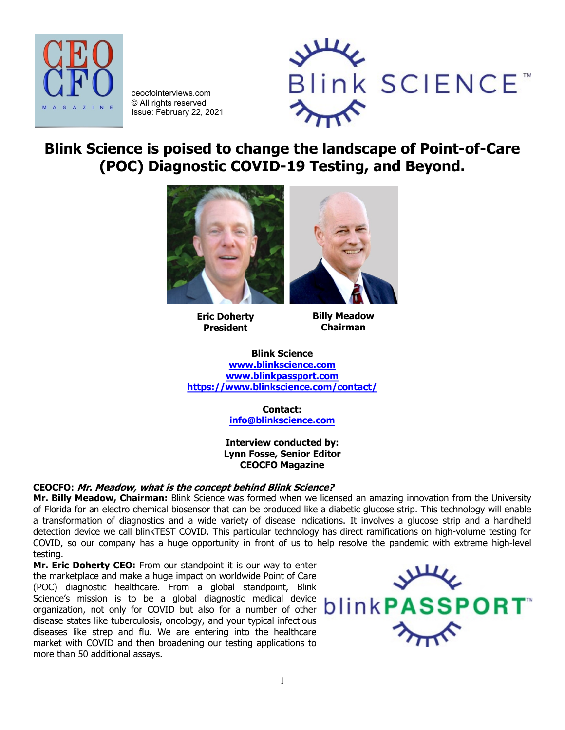ceocfointerviews.com
© All rights reserved
Issue: February 22, 2021

# Blink Science is poised to change the landscape of Point-of-Care (POC) Diagnostic COVID-19 Testing, and Beyond.

**Eric Doherty**
**President**

**Billy Meadow**
**Chairman**

**Blink Science**
**www.blinkscience.com**
**www.blinkpassport.com**
**https://www.blinkscience.com/contact/**

**Contact:**
**info@blinkscience.com**

**Interview conducted by:**
**Lynn Fosse, Senior Editor**
**CEOCFO Magazine**

**CEOCFO:** ***Mr. Meadow, what is the concept behind Blink Science?***

**Mr. Billy Meadow, Chairman:** Blink Science was formed when we licensed an amazing innovation from the University of Florida for an electro chemical biosensor that can be produced like a diabetic glucose strip. This technology will enable a transformation of diagnostics and a wide variety of disease indications. It involves a glucose strip and a handheld detection device we call blinkTEST COVID. This particular technology has direct ramifications on high-volume testing for COVID, so our company has a huge opportunity in front of us to help resolve the pandemic with extreme high-level testing.

**Mr. Eric Doherty CEO:** From our standpoint it is our way to enter the marketplace and make a huge impact on worldwide Point of Care (POC) diagnostic healthcare. From a global standpoint, Blink Science's mission is to be a global diagnostic medical device organization, not only for COVID but also for a number of other disease states like tuberculosis, oncology, and your typical infectious diseases like strep and flu. We are entering into the healthcare market with COVID and then broadening our testing applications to more than 50 additional assays.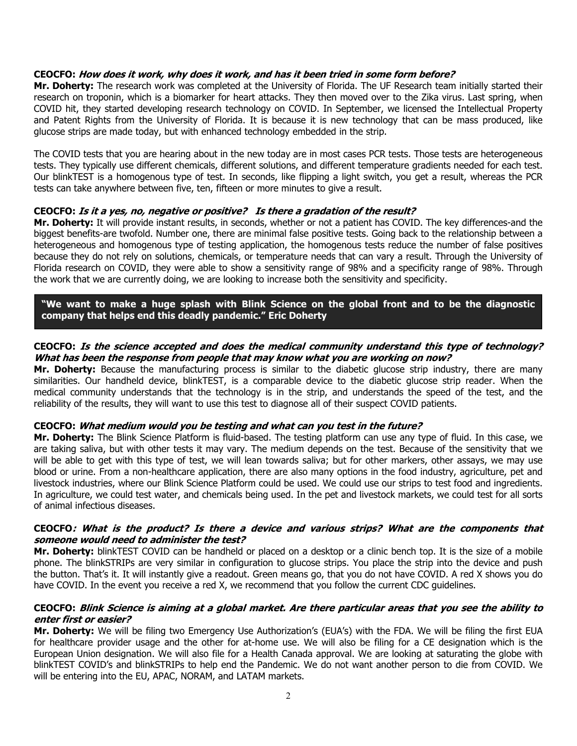**CEOCFO: *How does it work, why does it work, and has it been tried in some form before?***

**Mr. Doherty:** The research work was completed at the University of Florida. The UF Research team initially started their research on troponin, which is a biomarker for heart attacks. They then moved over to the Zika virus. Last spring, when COVID hit, they started developing research technology on COVID. In September, we licensed the Intellectual Property and Patent Rights from the University of Florida. It is because it is new technology that can be mass produced, like glucose strips are made today, but with enhanced technology embedded in the strip.

The COVID tests that you are hearing about in the new today are in most cases PCR tests. Those tests are heterogeneous tests. They typically use different chemicals, different solutions, and different temperature gradients needed for each test. Our blinkTEST is a homogenous type of test. In seconds, like flipping a light switch, you get a result, whereas the PCR tests can take anywhere between five, ten, fifteen or more minutes to give a result.

**CEOCFO: *Is it a yes, no, negative or positive? Is there a gradation of the result?***

**Mr. Doherty:** It will provide instant results, in seconds, whether or not a patient has COVID. The key differences-and the biggest benefits-are twofold. Number one, there are minimal false positive tests. Going back to the relationship between a heterogeneous and homogenous type of testing application, the homogenous tests reduce the number of false positives because they do not rely on solutions, chemicals, or temperature needs that can vary a result. Through the University of Florida research on COVID, they were able to show a sensitivity range of 98% and a specificity range of 98%. Through the work that we are currently doing, we are looking to increase both the sensitivity and specificity.

> **"We want to make a huge splash with Blink Science on the global front and to be the diagnostic company that helps end this deadly pandemic." Eric Doherty**

**CEOCFO: *Is the science accepted and does the medical community understand this type of technology? What has been the response from people that may know what you are working on now?***

**Mr. Doherty:** Because the manufacturing process is similar to the diabetic glucose strip industry, there are many similarities. Our handheld device, blinkTEST, is a comparable device to the diabetic glucose strip reader. When the medical community understands that the technology is in the strip, and understands the speed of the test, and the reliability of the results, they will want to use this test to diagnose all of their suspect COVID patients.

**CEOCFO: *What medium would you be testing and what can you test in the future?***

**Mr. Doherty:** The Blink Science Platform is fluid-based. The testing platform can use any type of fluid. In this case, we are taking saliva, but with other tests it may vary. The medium depends on the test. Because of the sensitivity that we will be able to get with this type of test, we will lean towards saliva; but for other markers, other assays, we may use blood or urine. From a non-healthcare application, there are also many options in the food industry, agriculture, pet and livestock industries, where our Blink Science Platform could be used. We could use our strips to test food and ingredients. In agriculture, we could test water, and chemicals being used. In the pet and livestock markets, we could test for all sorts of animal infectious diseases.

**CEOCFO*: What is the product? Is there a device and various strips? What are the components that someone would need to administer the test?***

**Mr. Doherty:** blinkTEST COVID can be handheld or placed on a desktop or a clinic bench top. It is the size of a mobile phone. The blinkSTRIPs are very similar in configuration to glucose strips. You place the strip into the device and push the button. That's it. It will instantly give a readout. Green means go, that you do not have COVID. A red X shows you do have COVID. In the event you receive a red X, we recommend that you follow the current CDC guidelines.

**CEOCFO: *Blink Science is aiming at a global market. Are there particular areas that you see the ability to enter first or easier?***

**Mr. Doherty:** We will be filing two Emergency Use Authorization's (EUA's) with the FDA. We will be filing the first EUA for healthcare provider usage and the other for at-home use. We will also be filing for a CE designation which is the European Union designation. We will also file for a Health Canada approval. We are looking at saturating the globe with blinkTEST COVID's and blinkSTRIPs to help end the Pandemic. We do not want another person to die from COVID. We will be entering into the EU, APAC, NORAM, and LATAM markets.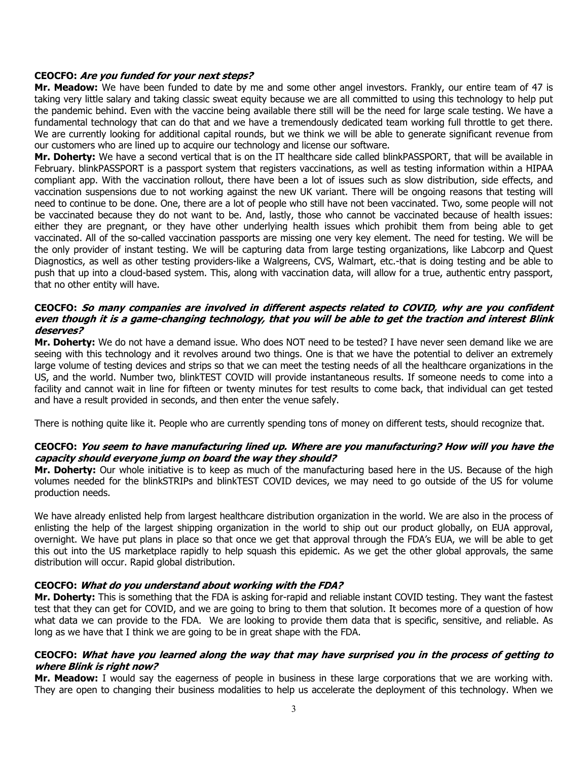**CEOCFO: *Are you funded for your next steps?***

**Mr. Meadow:** We have been funded to date by me and some other angel investors. Frankly, our entire team of 47 is taking very little salary and taking classic sweat equity because we are all committed to using this technology to help put the pandemic behind. Even with the vaccine being available there still will be the need for large scale testing. We have a fundamental technology that can do that and we have a tremendously dedicated team working full throttle to get there. We are currently looking for additional capital rounds, but we think we will be able to generate significant revenue from our customers who are lined up to acquire our technology and license our software.

**Mr. Doherty:** We have a second vertical that is on the IT healthcare side called blinkPASSPORT, that will be available in February. blinkPASSPORT is a passport system that registers vaccinations, as well as testing information within a HIPAA compliant app. With the vaccination rollout, there have been a lot of issues such as slow distribution, side effects, and vaccination suspensions due to not working against the new UK variant. There will be ongoing reasons that testing will need to continue to be done. One, there are a lot of people who still have not been vaccinated. Two, some people will not be vaccinated because they do not want to be. And, lastly, those who cannot be vaccinated because of health issues: either they are pregnant, or they have other underlying health issues which prohibit them from being able to get vaccinated. All of the so-called vaccination passports are missing one very key element. The need for testing. We will be the only provider of instant testing. We will be capturing data from large testing organizations, like Labcorp and Quest Diagnostics, as well as other testing providers-like a Walgreens, CVS, Walmart, etc.-that is doing testing and be able to push that up into a cloud-based system. This, along with vaccination data, will allow for a true, authentic entry passport, that no other entity will have.

**CEOCFO: *So many companies are involved in different aspects related to COVID, why are you confident even though it is a game-changing technology, that you will be able to get the traction and interest Blink deserves?***

**Mr. Doherty:** We do not have a demand issue. Who does NOT need to be tested? I have never seen demand like we are seeing with this technology and it revolves around two things. One is that we have the potential to deliver an extremely large volume of testing devices and strips so that we can meet the testing needs of all the healthcare organizations in the US, and the world. Number two, blinkTEST COVID will provide instantaneous results. If someone needs to come into a facility and cannot wait in line for fifteen or twenty minutes for test results to come back, that individual can get tested and have a result provided in seconds, and then enter the venue safely.

There is nothing quite like it. People who are currently spending tons of money on different tests, should recognize that.

**CEOCFO: *You seem to have manufacturing lined up. Where are you manufacturing? How will you have the capacity should everyone jump on board the way they should?***

**Mr. Doherty:** Our whole initiative is to keep as much of the manufacturing based here in the US. Because of the high volumes needed for the blinkSTRIPs and blinkTEST COVID devices, we may need to go outside of the US for volume production needs.

We have already enlisted help from largest healthcare distribution organization in the world. We are also in the process of enlisting the help of the largest shipping organization in the world to ship out our product globally, on EUA approval, overnight. We have put plans in place so that once we get that approval through the FDA's EUA, we will be able to get this out into the US marketplace rapidly to help squash this epidemic. As we get the other global approvals, the same distribution will occur. Rapid global distribution.

**CEOCFO: *What do you understand about working with the FDA?***

**Mr. Doherty:** This is something that the FDA is asking for-rapid and reliable instant COVID testing. They want the fastest test that they can get for COVID, and we are going to bring to them that solution. It becomes more of a question of how what data we can provide to the FDA. We are looking to provide them data that is specific, sensitive, and reliable. As long as we have that I think we are going to be in great shape with the FDA.

**CEOCFO: *What have you learned along the way that may have surprised you in the process of getting to where Blink is right now?***

**Mr. Meadow:** I would say the eagerness of people in business in these large corporations that we are working with. They are open to changing their business modalities to help us accelerate the deployment of this technology. When we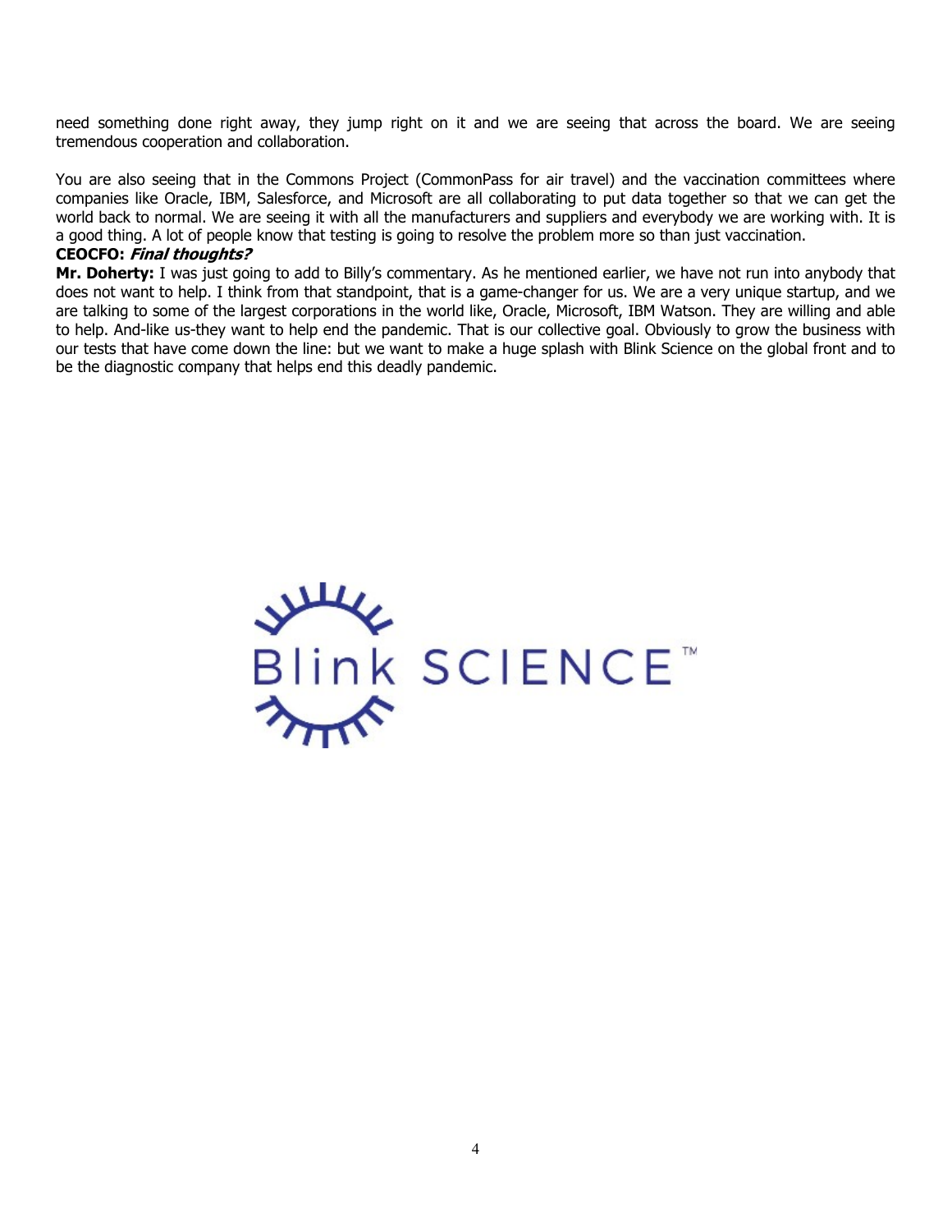need something done right away, they jump right on it and we are seeing that across the board. We are seeing tremendous cooperation and collaboration.

You are also seeing that in the Commons Project (CommonPass for air travel) and the vaccination committees where companies like Oracle, IBM, Salesforce, and Microsoft are all collaborating to put data together so that we can get the world back to normal. We are seeing it with all the manufacturers and suppliers and everybody we are working with. It is a good thing. A lot of people know that testing is going to resolve the problem more so than just vaccination.

**CEOCFO: *Final thoughts?***

**Mr. Doherty:** I was just going to add to Billy's commentary. As he mentioned earlier, we have not run into anybody that does not want to help. I think from that standpoint, that is a game-changer for us. We are a very unique startup, and we are talking to some of the largest corporations in the world like, Oracle, Microsoft, IBM Watson. They are willing and able to help. And-like us-they want to help end the pandemic. That is our collective goal. Obviously to grow the business with our tests that have come down the line: but we want to make a huge splash with Blink Science on the global front and to be the diagnostic company that helps end this deadly pandemic.

Blink SCIENCE™